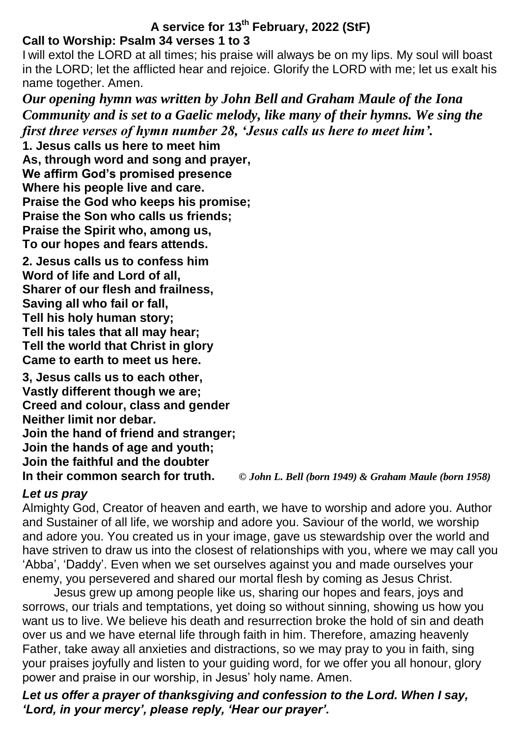# A service for 13th February, 2022 (StF)

**Call to Worship: Psalm 34 verses 1 to 3**

I will extol the LORD at all times; his praise will always be on my lips. My soul will boast in the LORD; let the afflicted hear and rejoice. Glorify the LORD with me; let us exalt his name together. Amen.

***Our opening hymn was written by John Bell and Graham Maule of the Iona Community and is set to a Gaelic melody, like many of their hymns. We sing the first three verses of hymn number 28, 'Jesus calls us here to meet him'.***

**1. Jesus calls us here to meet him**
**As, through word and song and prayer,**
**We affirm God's promised presence**
**Where his people live and care.**
**Praise the God who keeps his promise;**
**Praise the Son who calls us friends;**
**Praise the Spirit who, among us,**
**To our hopes and fears attends.**

**2. Jesus calls us to confess him**
**Word of life and Lord of all,**
**Sharer of our flesh and frailness,**
**Saving all who fail or fall,**
**Tell his holy human story;**
**Tell his tales that all may hear;**
**Tell the world that Christ in glory**
**Came to earth to meet us here.**

**3, Jesus calls us to each other,**
**Vastly different though we are;**
**Creed and colour, class and gender**
**Neither limit nor debar.**
**Join the hand of friend and stranger;**
**Join the hands of age and youth;**
**Join the faithful and the doubter**
**In their common search for truth.** *© John L. Bell (born 1949) & Graham Maule (born 1958)*

***Let us pray***

Almighty God, Creator of heaven and earth, we have to worship and adore you. Author and Sustainer of all life, we worship and adore you. Saviour of the world, we worship and adore you. You created us in your image, gave us stewardship over the world and have striven to draw us into the closest of relationships with you, where we may call you 'Abba', 'Daddy'. Even when we set ourselves against you and made ourselves your enemy, you persevered and shared our mortal flesh by coming as Jesus Christ.

Jesus grew up among people like us, sharing our hopes and fears, joys and sorrows, our trials and temptations, yet doing so without sinning, showing us how you want us to live. We believe his death and resurrection broke the hold of sin and death over us and we have eternal life through faith in him. Therefore, amazing heavenly Father, take away all anxieties and distractions, so we may pray to you in faith, sing your praises joyfully and listen to your guiding word, for we offer you all honour, glory power and praise in our worship, in Jesus' holy name. Amen.

***Let us offer a prayer of thanksgiving and confession to the Lord. When I say, 'Lord, in your mercy', please reply, 'Hear our prayer'.***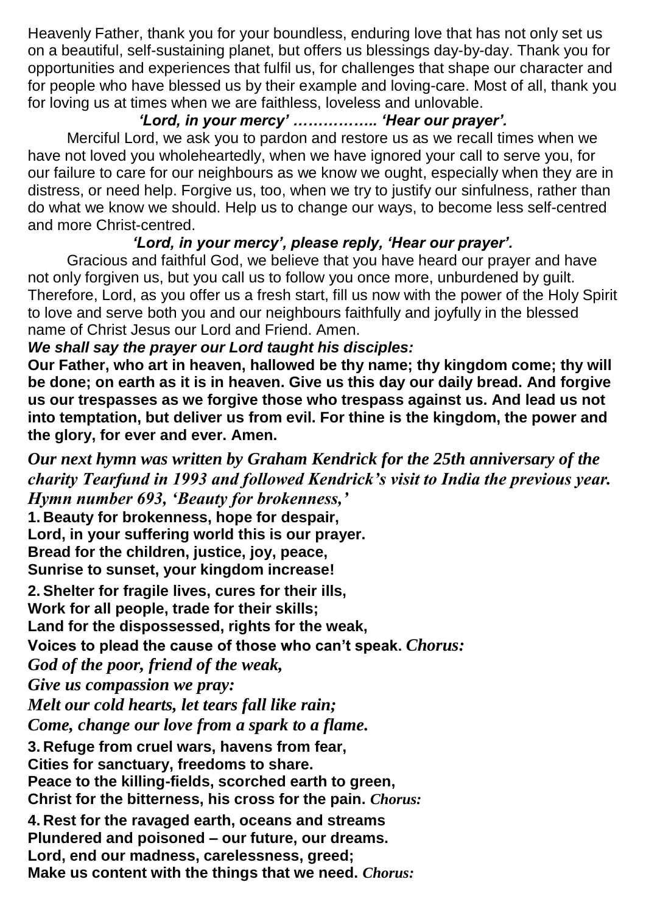Heavenly Father, thank you for your boundless, enduring love that has not only set us on a beautiful, self-sustaining planet, but offers us blessings day-by-day. Thank you for opportunities and experiences that fulfil us, for challenges that shape our character and for people who have blessed us by their example and loving-care. Most of all, thank you for loving us at times when we are faithless, loveless and unlovable.

***'Lord, in your mercy' …………….. 'Hear our prayer'.***

Merciful Lord, we ask you to pardon and restore us as we recall times when we have not loved you wholeheartedly, when we have ignored your call to serve you, for our failure to care for our neighbours as we know we ought, especially when they are in distress, or need help. Forgive us, too, when we try to justify our sinfulness, rather than do what we know we should. Help us to change our ways, to become less self-centred and more Christ-centred.

***'Lord, in your mercy', please reply, 'Hear our prayer'.***

Gracious and faithful God, we believe that you have heard our prayer and have not only forgiven us, but you call us to follow you once more, unburdened by guilt. Therefore, Lord, as you offer us a fresh start, fill us now with the power of the Holy Spirit to love and serve both you and our neighbours faithfully and joyfully in the blessed name of Christ Jesus our Lord and Friend. Amen.

***We shall say the prayer our Lord taught his disciples:***

**Our Father, who art in heaven, hallowed be thy name; thy kingdom come; thy will be done; on earth as it is in heaven. Give us this day our daily bread. And forgive us our trespasses as we forgive those who trespass against us. And lead us not into temptation, but deliver us from evil. For thine is the kingdom, the power and the glory, for ever and ever. Amen.**

***Our next hymn was written by Graham Kendrick for the 25th anniversary of the charity Tearfund in 1993 and followed Kendrick's visit to India the previous year. Hymn number 693, 'Beauty for brokenness,'***

**1. Beauty for brokenness, hope for despair,**
**Lord, in your suffering world this is our prayer.**
**Bread for the children, justice, joy, peace,**
**Sunrise to sunset, your kingdom increase!**

**2. Shelter for fragile lives, cures for their ills,**
**Work for all people, trade for their skills;**
**Land for the dispossessed, rights for the weak,**
**Voices to plead the cause of those who can't speak.** ***Chorus:***

***God of the poor, friend of the weak,***
***Give us compassion we pray:***
***Melt our cold hearts, let tears fall like rain;***
***Come, change our love from a spark to a flame.***

**3. Refuge from cruel wars, havens from fear,**
**Cities for sanctuary, freedoms to share.**
**Peace to the killing-fields, scorched earth to green,**
**Christ for the bitterness, his cross for the pain.** ***Chorus:***

**4. Rest for the ravaged earth, oceans and streams**
**Plundered and poisoned – our future, our dreams.**
**Lord, end our madness, carelessness, greed;**
**Make us content with the things that we need.** ***Chorus:***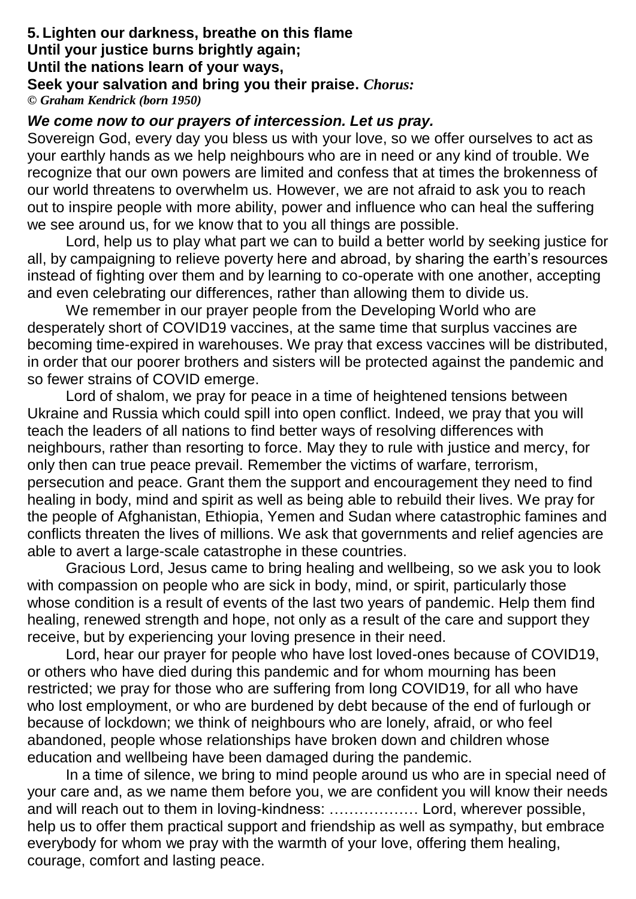**5. Lighten our darkness, breathe on this flame**
**Until your justice burns brightly again;**
**Until the nations learn of your ways,**
**Seek your salvation and bring you their praise.** ***Chorus:***
***© Graham Kendrick (born 1950)***

***We come now to our prayers of intercession. Let us pray.***

Sovereign God, every day you bless us with your love, so we offer ourselves to act as your earthly hands as we help neighbours who are in need or any kind of trouble. We recognize that our own powers are limited and confess that at times the brokenness of our world threatens to overwhelm us. However, we are not afraid to ask you to reach out to inspire people with more ability, power and influence who can heal the suffering we see around us, for we know that to you all things are possible.

Lord, help us to play what part we can to build a better world by seeking justice for all, by campaigning to relieve poverty here and abroad, by sharing the earth's resources instead of fighting over them and by learning to co-operate with one another, accepting and even celebrating our differences, rather than allowing them to divide us.

We remember in our prayer people from the Developing World who are desperately short of COVID19 vaccines, at the same time that surplus vaccines are becoming time-expired in warehouses. We pray that excess vaccines will be distributed, in order that our poorer brothers and sisters will be protected against the pandemic and so fewer strains of COVID emerge.

Lord of shalom, we pray for peace in a time of heightened tensions between Ukraine and Russia which could spill into open conflict. Indeed, we pray that you will teach the leaders of all nations to find better ways of resolving differences with neighbours, rather than resorting to force. May they to rule with justice and mercy, for only then can true peace prevail. Remember the victims of warfare, terrorism, persecution and peace. Grant them the support and encouragement they need to find healing in body, mind and spirit as well as being able to rebuild their lives. We pray for the people of Afghanistan, Ethiopia, Yemen and Sudan where catastrophic famines and conflicts threaten the lives of millions. We ask that governments and relief agencies are able to avert a large-scale catastrophe in these countries.

Gracious Lord, Jesus came to bring healing and wellbeing, so we ask you to look with compassion on people who are sick in body, mind, or spirit, particularly those whose condition is a result of events of the last two years of pandemic. Help them find healing, renewed strength and hope, not only as a result of the care and support they receive, but by experiencing your loving presence in their need.

Lord, hear our prayer for people who have lost loved-ones because of COVID19, or others who have died during this pandemic and for whom mourning has been restricted; we pray for those who are suffering from long COVID19, for all who have who lost employment, or who are burdened by debt because of the end of furlough or because of lockdown; we think of neighbours who are lonely, afraid, or who feel abandoned, people whose relationships have broken down and children whose education and wellbeing have been damaged during the pandemic.

In a time of silence, we bring to mind people around us who are in special need of your care and, as we name them before you, we are confident you will know their needs and will reach out to them in loving-kindness: ……………… Lord, wherever possible, help us to offer them practical support and friendship as well as sympathy, but embrace everybody for whom we pray with the warmth of your love, offering them healing, courage, comfort and lasting peace.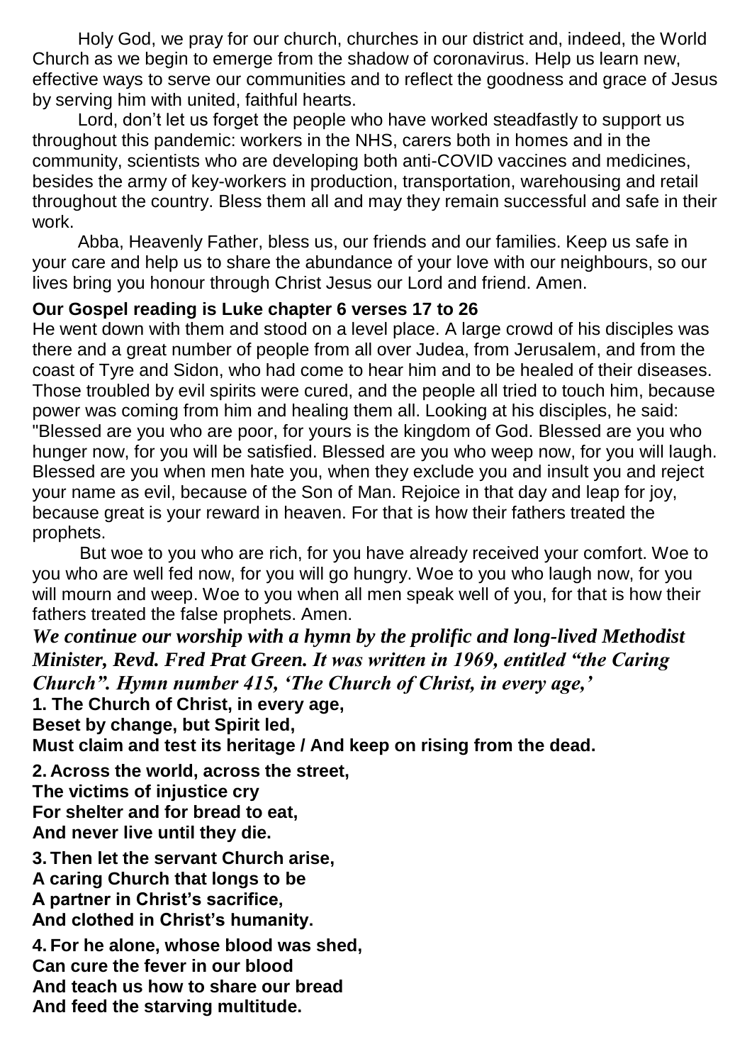Holy God, we pray for our church, churches in our district and, indeed, the World Church as we begin to emerge from the shadow of coronavirus. Help us learn new, effective ways to serve our communities and to reflect the goodness and grace of Jesus by serving him with united, faithful hearts.

Lord, don't let us forget the people who have worked steadfastly to support us throughout this pandemic: workers in the NHS, carers both in homes and in the community, scientists who are developing both anti-COVID vaccines and medicines, besides the army of key-workers in production, transportation, warehousing and retail throughout the country. Bless them all and may they remain successful and safe in their work.

Abba, Heavenly Father, bless us, our friends and our families. Keep us safe in your care and help us to share the abundance of your love with our neighbours, so our lives bring you honour through Christ Jesus our Lord and friend. Amen.

**Our Gospel reading is Luke chapter 6 verses 17 to 26**

He went down with them and stood on a level place. A large crowd of his disciples was there and a great number of people from all over Judea, from Jerusalem, and from the coast of Tyre and Sidon, who had come to hear him and to be healed of their diseases. Those troubled by evil spirits were cured, and the people all tried to touch him, because power was coming from him and healing them all. Looking at his disciples, he said: "Blessed are you who are poor, for yours is the kingdom of God. Blessed are you who hunger now, for you will be satisfied. Blessed are you who weep now, for you will laugh. Blessed are you when men hate you, when they exclude you and insult you and reject your name as evil, because of the Son of Man. Rejoice in that day and leap for joy, because great is your reward in heaven. For that is how their fathers treated the prophets.

But woe to you who are rich, for you have already received your comfort. Woe to you who are well fed now, for you will go hungry. Woe to you who laugh now, for you will mourn and weep. Woe to you when all men speak well of you, for that is how their fathers treated the false prophets. Amen.

***We continue our worship with a hymn by the prolific and long-lived Methodist Minister, Revd. Fred Prat Green. It was written in 1969, entitled "the Caring Church". Hymn number 415, 'The Church of Christ, in every age,'***

**1. The Church of Christ, in every age,**
**Beset by change, but Spirit led,**
**Must claim and test its heritage / And keep on rising from the dead.**

**2. Across the world, across the street,**
**The victims of injustice cry**
**For shelter and for bread to eat,**
**And never live until they die.**

**3. Then let the servant Church arise,**
**A caring Church that longs to be**
**A partner in Christ's sacrifice,**
**And clothed in Christ's humanity.**

**4. For he alone, whose blood was shed,**
**Can cure the fever in our blood**
**And teach us how to share our bread**
**And feed the starving multitude.**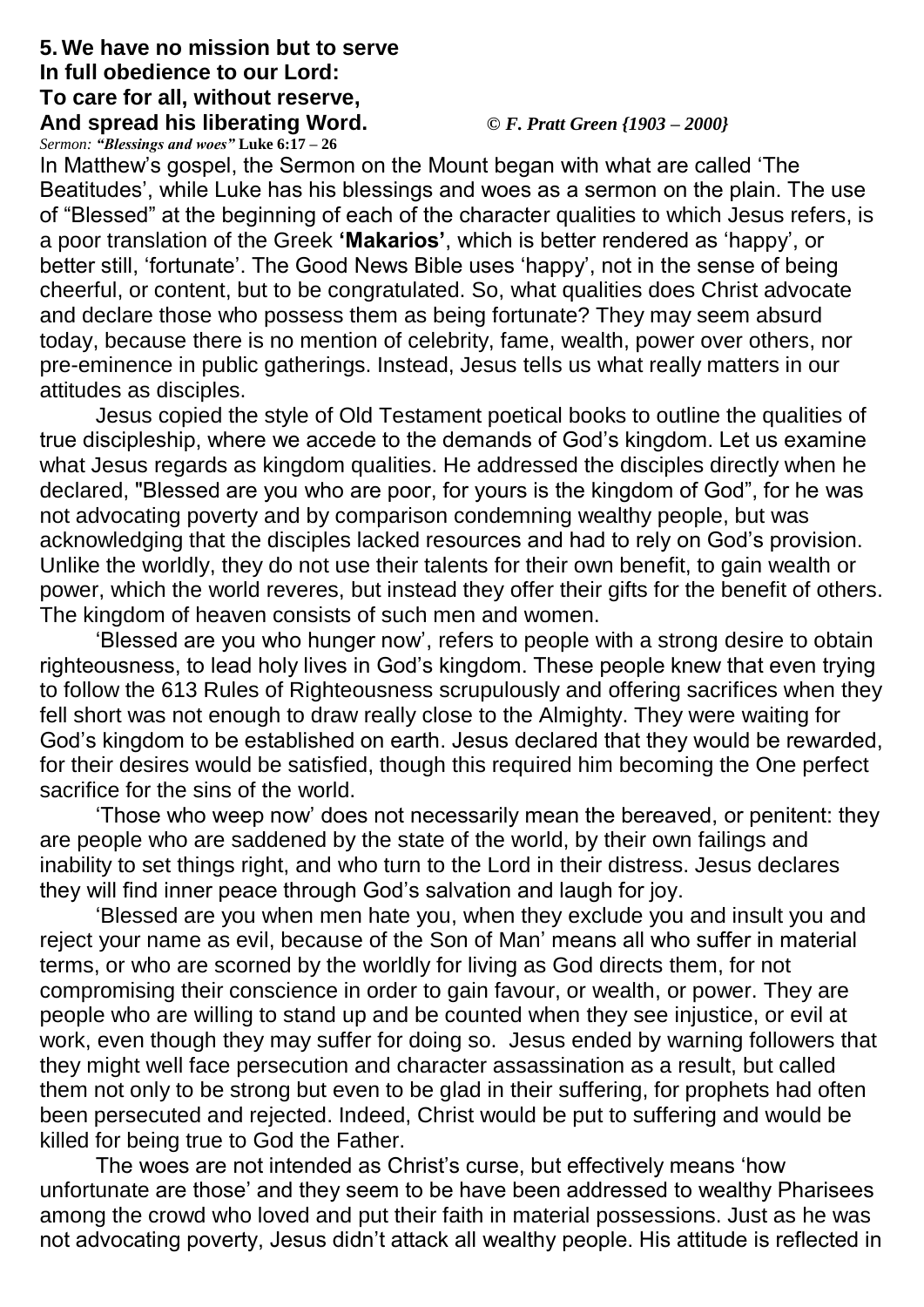**5. We have no mission but to serve**
**In full obedience to our Lord:**
**To care for all, without reserve,**
**And spread his liberating Word.** *© F. Pratt Green {1903 – 2000}*

*Sermon: **"Blessings and woes"*** **Luke 6:17 – 26**

In Matthew's gospel, the Sermon on the Mount began with what are called 'The Beatitudes', while Luke has his blessings and woes as a sermon on the plain. The use of "Blessed" at the beginning of each of the character qualities to which Jesus refers, is a poor translation of the Greek **'Makarios'**, which is better rendered as 'happy', or better still, 'fortunate'. The Good News Bible uses 'happy', not in the sense of being cheerful, or content, but to be congratulated. So, what qualities does Christ advocate and declare those who possess them as being fortunate? They may seem absurd today, because there is no mention of celebrity, fame, wealth, power over others, nor pre-eminence in public gatherings. Instead, Jesus tells us what really matters in our attitudes as disciples.

Jesus copied the style of Old Testament poetical books to outline the qualities of true discipleship, where we accede to the demands of God's kingdom. Let us examine what Jesus regards as kingdom qualities. He addressed the disciples directly when he declared, "Blessed are you who are poor, for yours is the kingdom of God", for he was not advocating poverty and by comparison condemning wealthy people, but was acknowledging that the disciples lacked resources and had to rely on God's provision. Unlike the worldly, they do not use their talents for their own benefit, to gain wealth or power, which the world reveres, but instead they offer their gifts for the benefit of others. The kingdom of heaven consists of such men and women.

'Blessed are you who hunger now', refers to people with a strong desire to obtain righteousness, to lead holy lives in God's kingdom. These people knew that even trying to follow the 613 Rules of Righteousness scrupulously and offering sacrifices when they fell short was not enough to draw really close to the Almighty. They were waiting for God's kingdom to be established on earth. Jesus declared that they would be rewarded, for their desires would be satisfied, though this required him becoming the One perfect sacrifice for the sins of the world.

'Those who weep now' does not necessarily mean the bereaved, or penitent: they are people who are saddened by the state of the world, by their own failings and inability to set things right, and who turn to the Lord in their distress. Jesus declares they will find inner peace through God's salvation and laugh for joy.

'Blessed are you when men hate you, when they exclude you and insult you and reject your name as evil, because of the Son of Man' means all who suffer in material terms, or who are scorned by the worldly for living as God directs them, for not compromising their conscience in order to gain favour, or wealth, or power. They are people who are willing to stand up and be counted when they see injustice, or evil at work, even though they may suffer for doing so. Jesus ended by warning followers that they might well face persecution and character assassination as a result, but called them not only to be strong but even to be glad in their suffering, for prophets had often been persecuted and rejected. Indeed, Christ would be put to suffering and would be killed for being true to God the Father.

The woes are not intended as Christ's curse, but effectively means 'how unfortunate are those' and they seem to be have been addressed to wealthy Pharisees among the crowd who loved and put their faith in material possessions. Just as he was not advocating poverty, Jesus didn't attack all wealthy people. His attitude is reflected in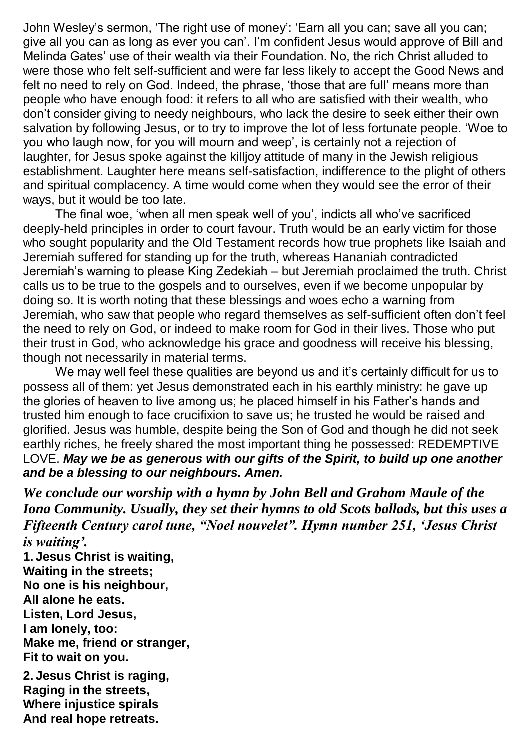John Wesley's sermon, 'The right use of money': 'Earn all you can; save all you can; give all you can as long as ever you can'. I'm confident Jesus would approve of Bill and Melinda Gates' use of their wealth via their Foundation. No, the rich Christ alluded to were those who felt self-sufficient and were far less likely to accept the Good News and felt no need to rely on God. Indeed, the phrase, 'those that are full' means more than people who have enough food: it refers to all who are satisfied with their wealth, who don't consider giving to needy neighbours, who lack the desire to seek either their own salvation by following Jesus, or to try to improve the lot of less fortunate people. 'Woe to you who laugh now, for you will mourn and weep', is certainly not a rejection of laughter, for Jesus spoke against the killjoy attitude of many in the Jewish religious establishment. Laughter here means self-satisfaction, indifference to the plight of others and spiritual complacency. A time would come when they would see the error of their ways, but it would be too late.

The final woe, 'when all men speak well of you', indicts all who've sacrificed deeply-held principles in order to court favour. Truth would be an early victim for those who sought popularity and the Old Testament records how true prophets like Isaiah and Jeremiah suffered for standing up for the truth, whereas Hananiah contradicted Jeremiah's warning to please King Zedekiah – but Jeremiah proclaimed the truth. Christ calls us to be true to the gospels and to ourselves, even if we become unpopular by doing so. It is worth noting that these blessings and woes echo a warning from Jeremiah, who saw that people who regard themselves as self-sufficient often don't feel the need to rely on God, or indeed to make room for God in their lives. Those who put their trust in God, who acknowledge his grace and goodness will receive his blessing, though not necessarily in material terms.

We may well feel these qualities are beyond us and it's certainly difficult for us to possess all of them: yet Jesus demonstrated each in his earthly ministry: he gave up the glories of heaven to live among us; he placed himself in his Father's hands and trusted him enough to face crucifixion to save us; he trusted he would be raised and glorified. Jesus was humble, despite being the Son of God and though he did not seek earthly riches, he freely shared the most important thing he possessed: REDEMPTIVE LOVE. ***May we be as generous with our gifts of the Spirit, to build up one another and be a blessing to our neighbours. Amen.***

***We conclude our worship with a hymn by John Bell and Graham Maule of the Iona Community. Usually, they set their hymns to old Scots ballads, but this uses a Fifteenth Century carol tune, "Noel nouvelet". Hymn number 251, 'Jesus Christ is waiting'.***

**1. Jesus Christ is waiting,**
**Waiting in the streets;**
**No one is his neighbour,**
**All alone he eats.**
**Listen, Lord Jesus,**
**I am lonely, too:**
**Make me, friend or stranger,**
**Fit to wait on you.**

**2. Jesus Christ is raging,**
**Raging in the streets,**
**Where injustice spirals**
**And real hope retreats.**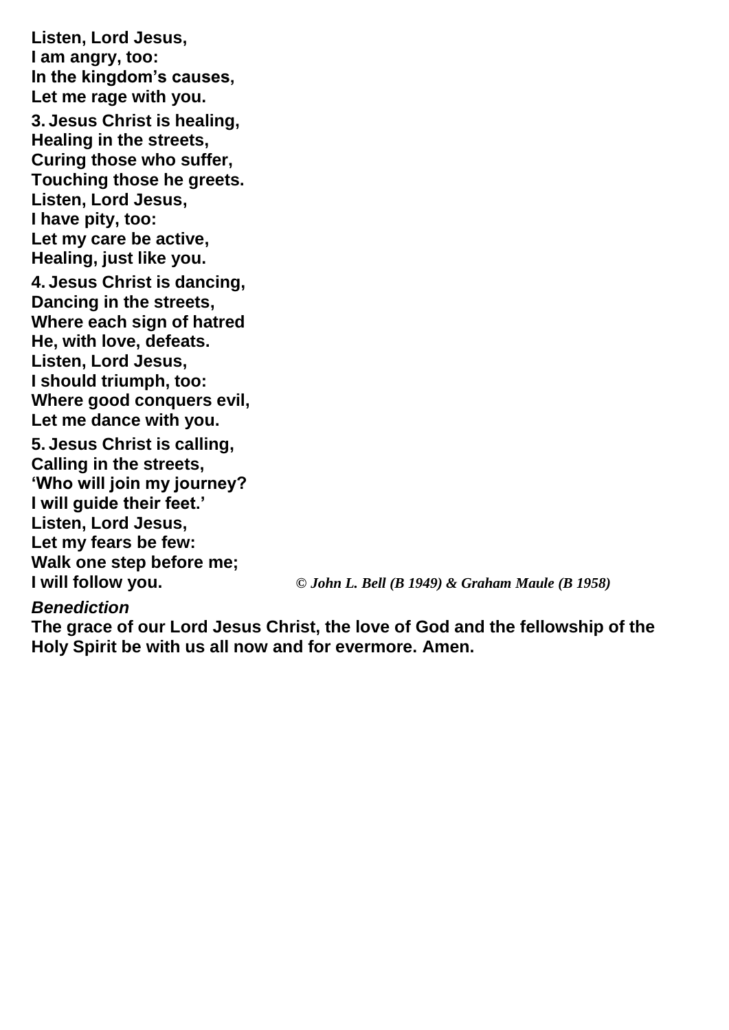**Listen, Lord Jesus,**
**I am angry, too:**
**In the kingdom's causes,**
**Let me rage with you.**

**3. Jesus Christ is healing,**
**Healing in the streets,**
**Curing those who suffer,**
**Touching those he greets.**
**Listen, Lord Jesus,**
**I have pity, too:**
**Let my care be active,**
**Healing, just like you.**

**4. Jesus Christ is dancing,**
**Dancing in the streets,**
**Where each sign of hatred**
**He, with love, defeats.**
**Listen, Lord Jesus,**
**I should triumph, too:**
**Where good conquers evil,**
**Let me dance with you.**

**5. Jesus Christ is calling,**
**Calling in the streets,**
**'Who will join my journey?**
**I will guide their feet.'**
**Listen, Lord Jesus,**
**Let my fears be few:**
**Walk one step before me;**
**I will follow you.**

*© John L. Bell (B 1949) & Graham Maule (B 1958)*

***Benediction***

**The grace of our Lord Jesus Christ, the love of God and the fellowship of the Holy Spirit be with us all now and for evermore. Amen.**